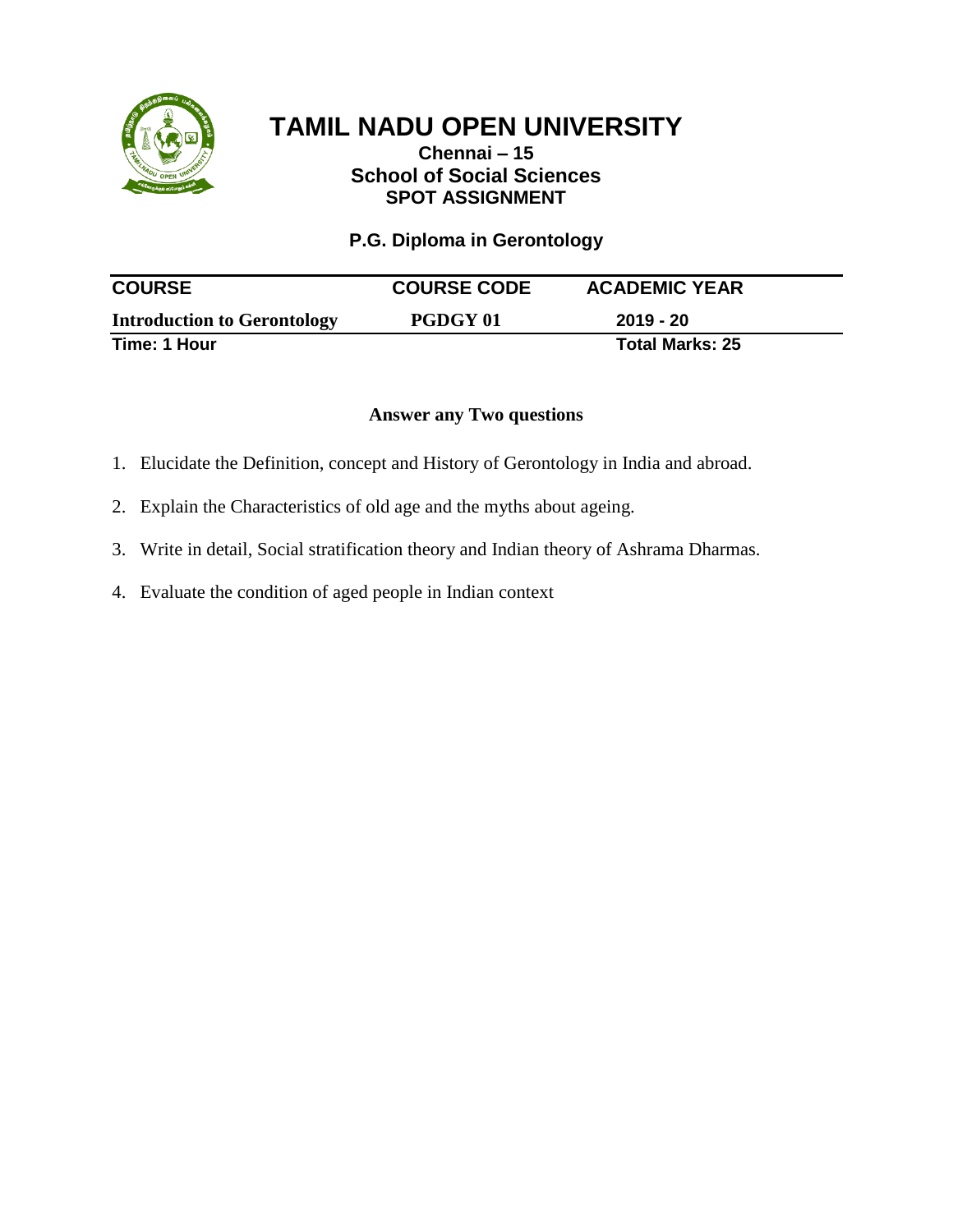# TAMIL NADU OPEN UNIVERSITY

**Chennai – 15**
**School of Social Sciences**
**SPOT ASSIGNMENT**

## P.G. Diploma in Gerontology

| COURSE | COURSE CODE | ACADEMIC YEAR |
|---|---|---|
| **Introduction to Gerontology** | **PGDGY 01** | **2019 - 20** |
| **Time: 1 Hour** | | **Total Marks: 25** |

**Answer any Two questions**

1. Elucidate the Definition, concept and History of Gerontology in India and abroad.
2. Explain the Characteristics of old age and the myths about ageing.
3. Write in detail, Social stratification theory and Indian theory of Ashrama Dharmas.
4. Evaluate the condition of aged people in Indian context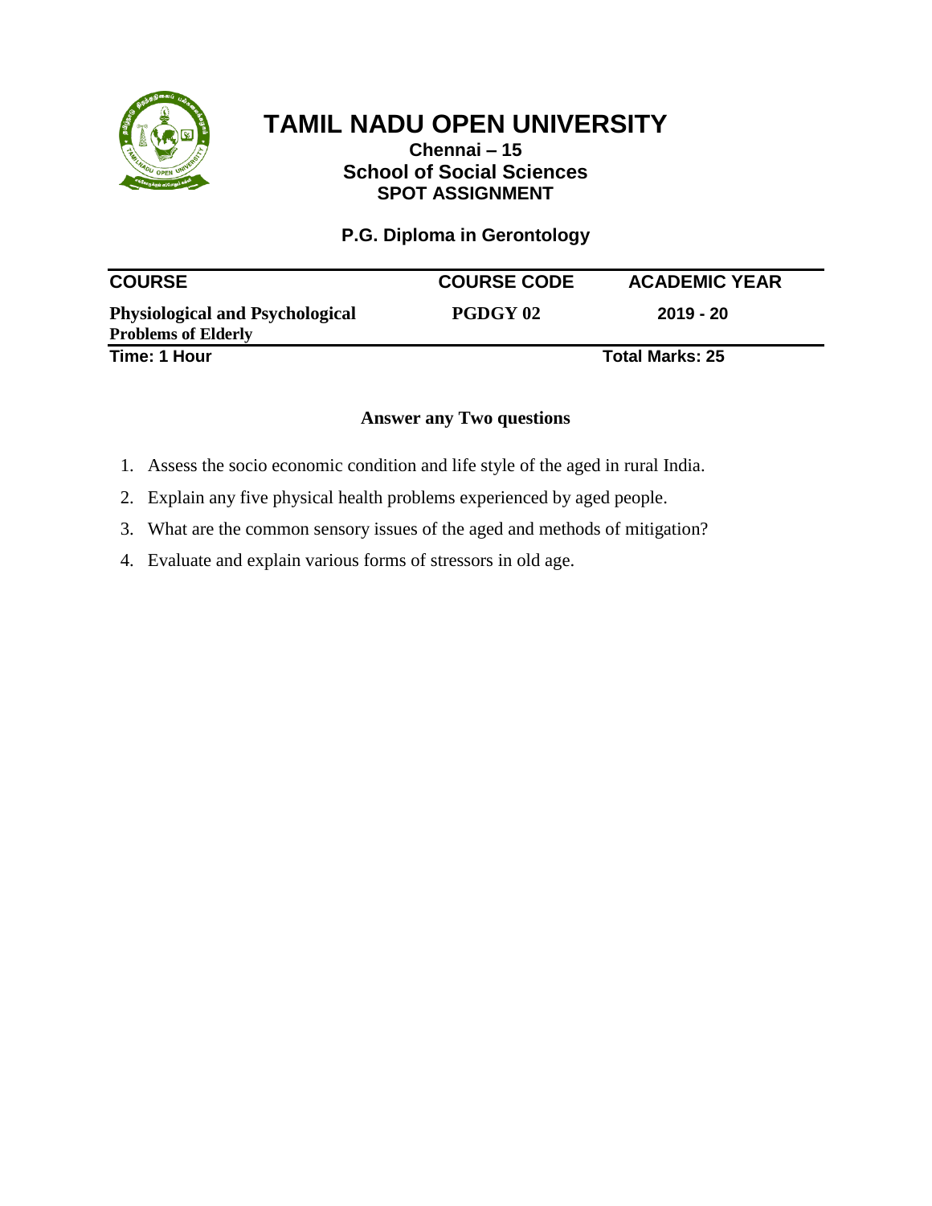# TAMIL NADU OPEN UNIVERSITY

**Chennai – 15**

**School of Social Sciences**

**SPOT ASSIGNMENT**

**P.G. Diploma in Gerontology**

| COURSE | COURSE CODE | ACADEMIC YEAR |
|---|---|---|
| **Physiological and Psychological Problems of Elderly** | **PGDGY 02** | **2019 - 20** |

**Time: 1 Hour** **Total Marks: 25**

**Answer any Two questions**

1. Assess the socio economic condition and life style of the aged in rural India.
2. Explain any five physical health problems experienced by aged people.
3. What are the common sensory issues of the aged and methods of mitigation?
4. Evaluate and explain various forms of stressors in old age.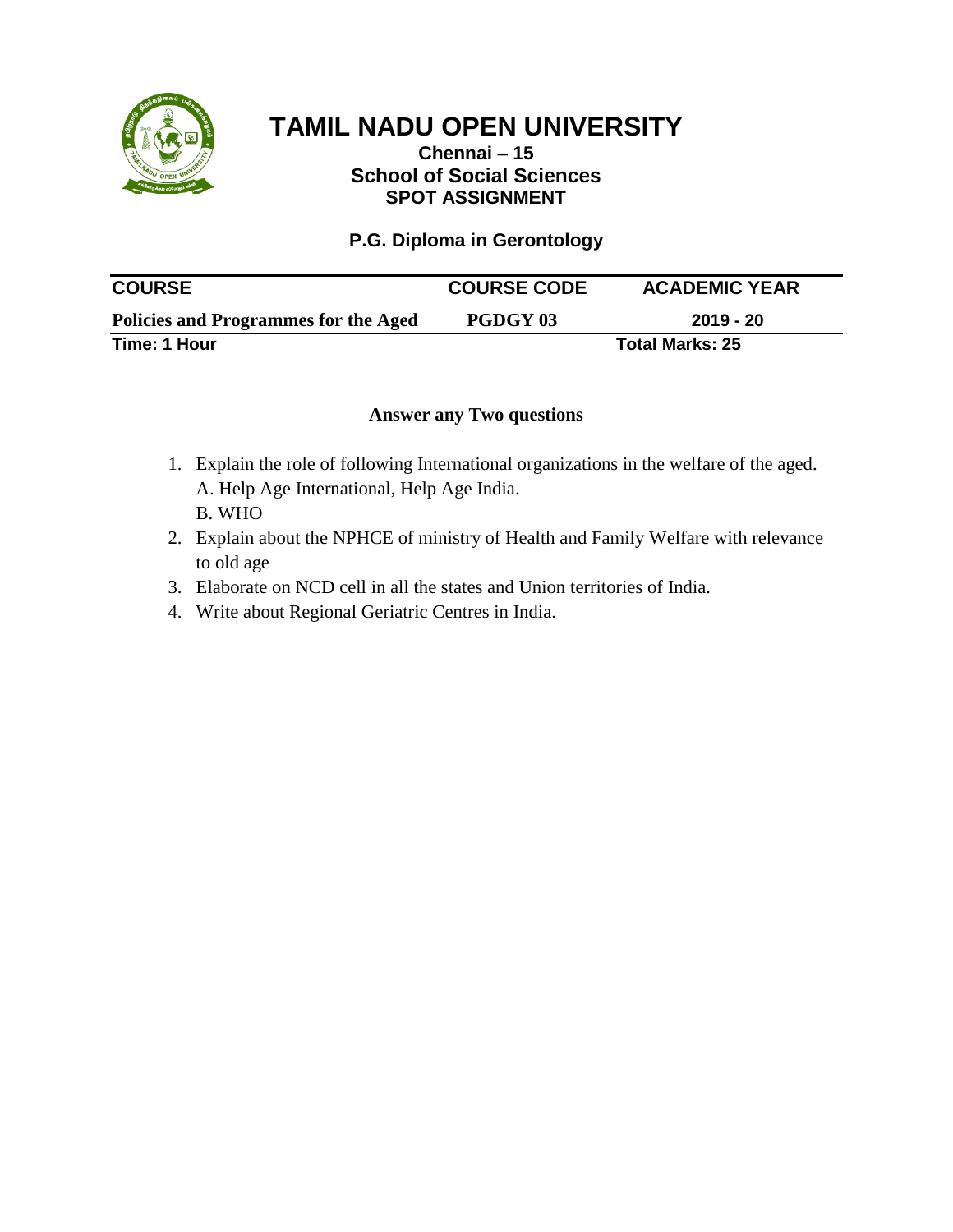# TAMIL NADU OPEN UNIVERSITY

**Chennai – 15**
**School of Social Sciences**
**SPOT ASSIGNMENT**

**P.G. Diploma in Gerontology**

| COURSE | COURSE CODE | ACADEMIC YEAR |
|---|---|---|
| **Policies and Programmes for the Aged** | **PGDGY 03** | **2019 - 20** |
| **Time: 1 Hour** | | **Total Marks: 25** |

**Answer any Two questions**

1. Explain the role of following International organizations in the welfare of the aged.
   A. Help Age International, Help Age India.
   B. WHO
2. Explain about the NPHCE of ministry of Health and Family Welfare with relevance to old age
3. Elaborate on NCD cell in all the states and Union territories of India.
4. Write about Regional Geriatric Centres in India.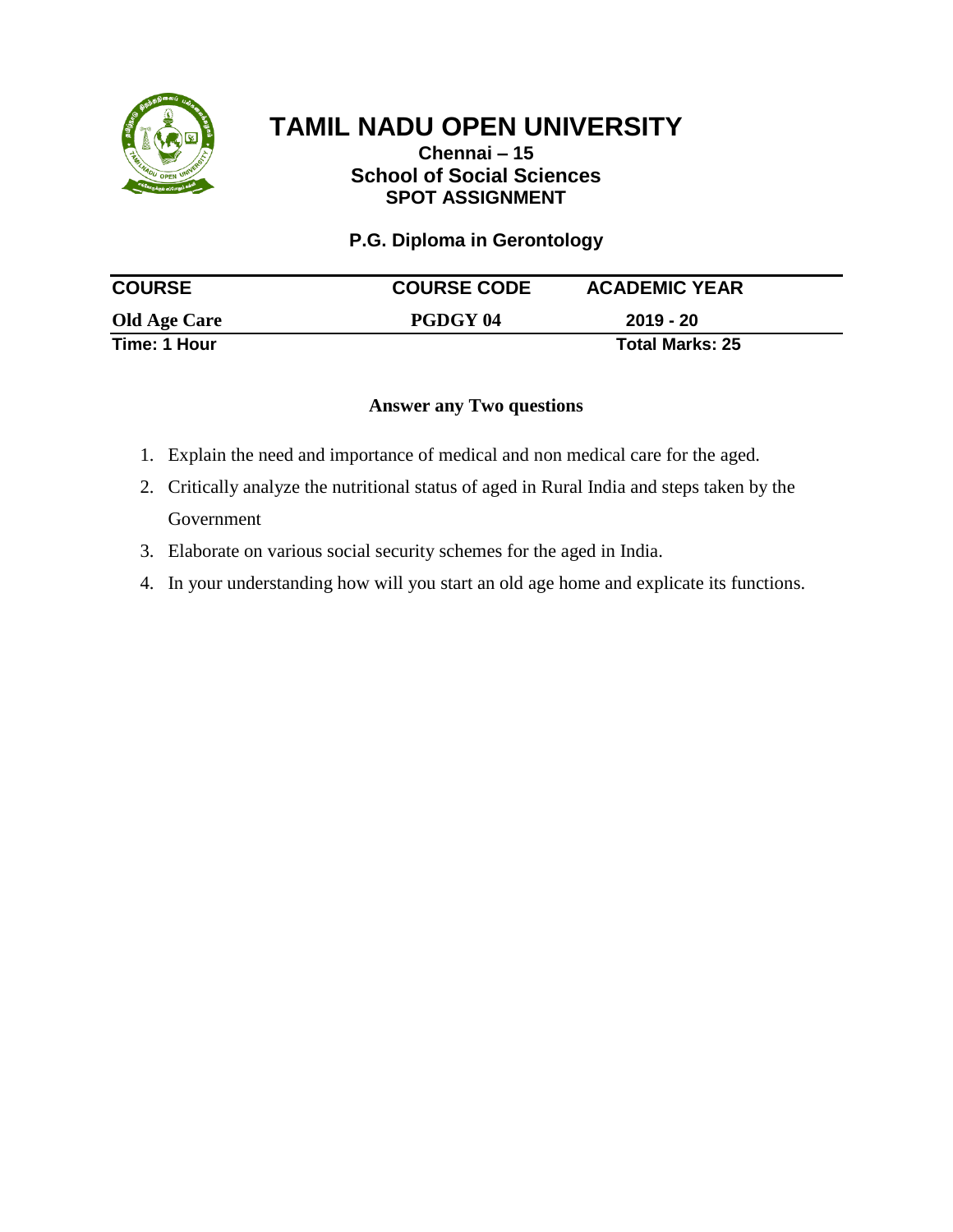# TAMIL NADU OPEN UNIVERSITY

**Chennai – 15**

**School of Social Sciences**

**SPOT ASSIGNMENT**

**P.G. Diploma in Gerontology**

| COURSE | COURSE CODE | ACADEMIC YEAR |
| --- | --- | --- |
| **Old Age Care** | **PGDGY 04** | **2019 - 20** |
| **Time: 1 Hour** | | **Total Marks: 25** |

**Answer any Two questions**

1. Explain the need and importance of medical and non medical care for the aged.
2. Critically analyze the nutritional status of aged in Rural India and steps taken by the Government
3. Elaborate on various social security schemes for the aged in India.
4. In your understanding how will you start an old age home and explicate its functions.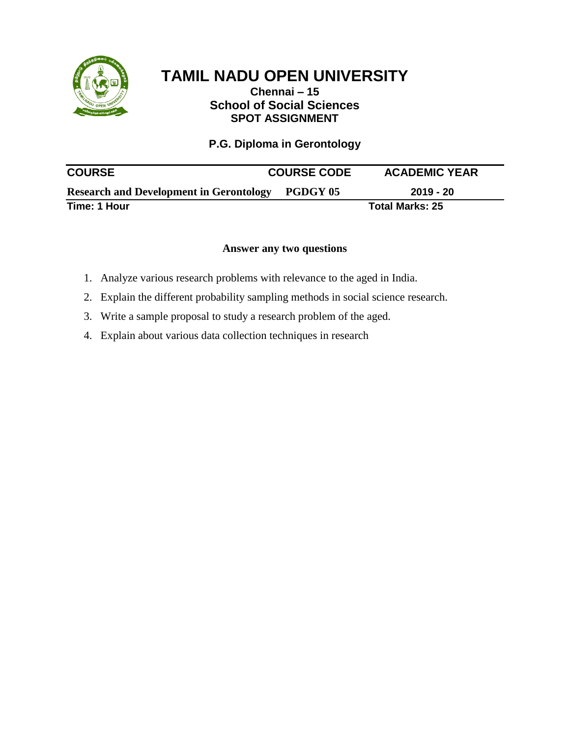# TAMIL NADU OPEN UNIVERSITY

**Chennai – 15**
**School of Social Sciences**
**SPOT ASSIGNMENT**

**P.G. Diploma in Gerontology**

| COURSE | COURSE CODE | ACADEMIC YEAR |
|---|---|---|
| **Research and Development in Gerontology** | **PGDGY 05** | **2019 - 20** |
| **Time: 1 Hour** | | **Total Marks: 25** |

**Answer any two questions**

1. Analyze various research problems with relevance to the aged in India.
2. Explain the different probability sampling methods in social science research.
3. Write a sample proposal to study a research problem of the aged.
4. Explain about various data collection techniques in research